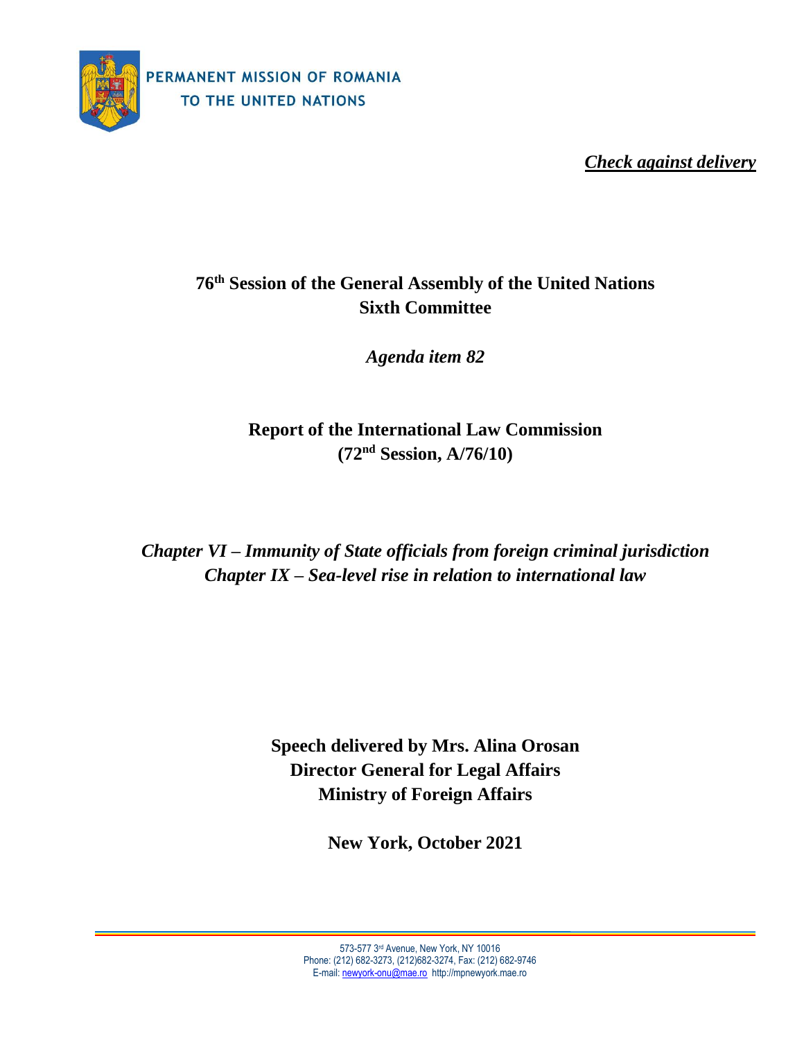PERMANENT MISSION OF ROMANIA
TO THE UNITED NATIONS

*Check against delivery*

# 76th Session of the General Assembly of the United Nations
# Sixth Committee

*Agenda item 82*

## Report of the International Law Commission
## (72nd Session, A/76/10)

***Chapter VI – Immunity of State officials from foreign criminal jurisdiction***
***Chapter IX – Sea-level rise in relation to international law***

**Speech delivered by Mrs. Alina Orosan**
**Director General for Legal Affairs**
**Ministry of Foreign Affairs**

**New York, October 2021**

573-577 3rd Avenue, New York, NY 10016
Phone: (212) 682-3273, (212)682-3274, Fax: (212) 682-9746
E-mail: newyork-onu@mae.ro http://mpnewyork.mae.ro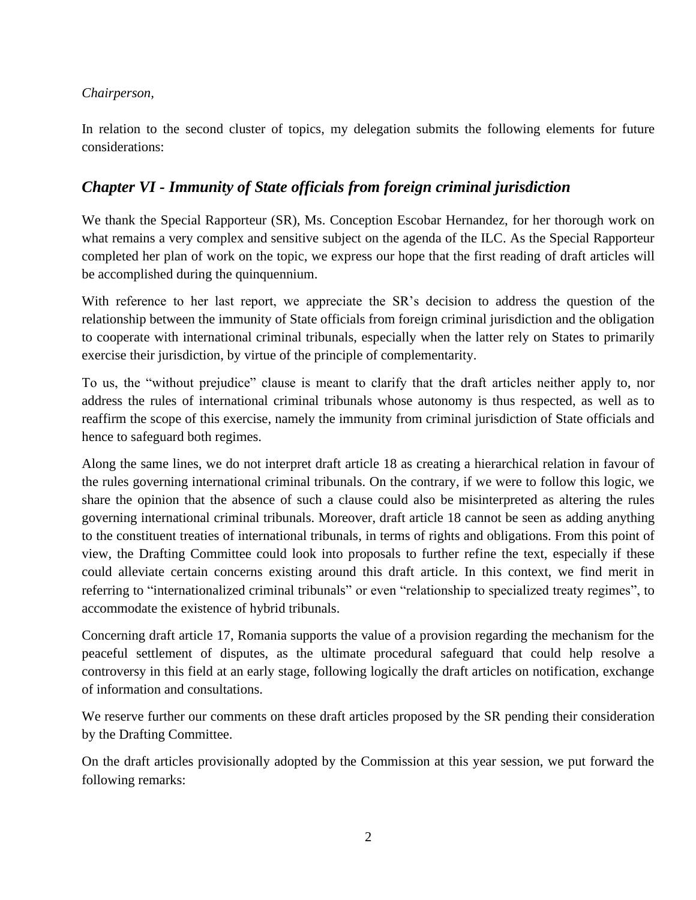*Chairperson,*

In relation to the second cluster of topics, my delegation submits the following elements for future considerations:

## *Chapter VI - Immunity of State officials from foreign criminal jurisdiction*

We thank the Special Rapporteur (SR), Ms. Conception Escobar Hernandez, for her thorough work on what remains a very complex and sensitive subject on the agenda of the ILC. As the Special Rapporteur completed her plan of work on the topic, we express our hope that the first reading of draft articles will be accomplished during the quinquennium.

With reference to her last report, we appreciate the SR's decision to address the question of the relationship between the immunity of State officials from foreign criminal jurisdiction and the obligation to cooperate with international criminal tribunals, especially when the latter rely on States to primarily exercise their jurisdiction, by virtue of the principle of complementarity.

To us, the "without prejudice" clause is meant to clarify that the draft articles neither apply to, nor address the rules of international criminal tribunals whose autonomy is thus respected, as well as to reaffirm the scope of this exercise, namely the immunity from criminal jurisdiction of State officials and hence to safeguard both regimes.

Along the same lines, we do not interpret draft article 18 as creating a hierarchical relation in favour of the rules governing international criminal tribunals. On the contrary, if we were to follow this logic, we share the opinion that the absence of such a clause could also be misinterpreted as altering the rules governing international criminal tribunals. Moreover, draft article 18 cannot be seen as adding anything to the constituent treaties of international tribunals, in terms of rights and obligations. From this point of view, the Drafting Committee could look into proposals to further refine the text, especially if these could alleviate certain concerns existing around this draft article. In this context, we find merit in referring to "internationalized criminal tribunals" or even "relationship to specialized treaty regimes", to accommodate the existence of hybrid tribunals.

Concerning draft article 17, Romania supports the value of a provision regarding the mechanism for the peaceful settlement of disputes, as the ultimate procedural safeguard that could help resolve a controversy in this field at an early stage, following logically the draft articles on notification, exchange of information and consultations.

We reserve further our comments on these draft articles proposed by the SR pending their consideration by the Drafting Committee.

On the draft articles provisionally adopted by the Commission at this year session, we put forward the following remarks: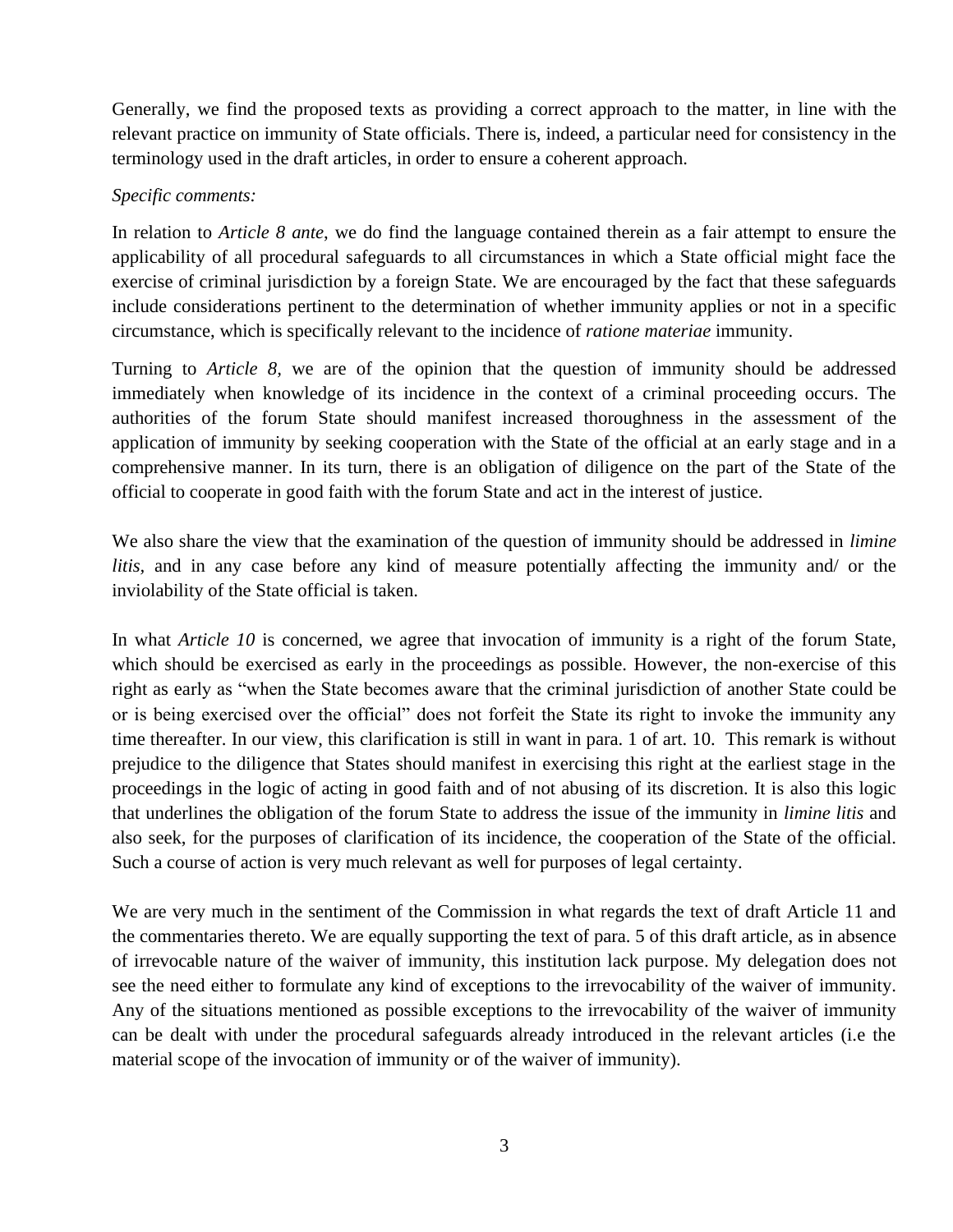Generally, we find the proposed texts as providing a correct approach to the matter, in line with the relevant practice on immunity of State officials. There is, indeed, a particular need for consistency in the terminology used in the draft articles, in order to ensure a coherent approach.

*Specific comments:*

In relation to *Article 8 ante*, we do find the language contained therein as a fair attempt to ensure the applicability of all procedural safeguards to all circumstances in which a State official might face the exercise of criminal jurisdiction by a foreign State. We are encouraged by the fact that these safeguards include considerations pertinent to the determination of whether immunity applies or not in a specific circumstance, which is specifically relevant to the incidence of *ratione materiae* immunity.

Turning to *Article 8,* we are of the opinion that the question of immunity should be addressed immediately when knowledge of its incidence in the context of a criminal proceeding occurs. The authorities of the forum State should manifest increased thoroughness in the assessment of the application of immunity by seeking cooperation with the State of the official at an early stage and in a comprehensive manner. In its turn, there is an obligation of diligence on the part of the State of the official to cooperate in good faith with the forum State and act in the interest of justice.

We also share the view that the examination of the question of immunity should be addressed in *limine litis*, and in any case before any kind of measure potentially affecting the immunity and/ or the inviolability of the State official is taken.

In what *Article 10* is concerned, we agree that invocation of immunity is a right of the forum State, which should be exercised as early in the proceedings as possible. However, the non-exercise of this right as early as "when the State becomes aware that the criminal jurisdiction of another State could be or is being exercised over the official" does not forfeit the State its right to invoke the immunity any time thereafter. In our view, this clarification is still in want in para. 1 of art. 10. This remark is without prejudice to the diligence that States should manifest in exercising this right at the earliest stage in the proceedings in the logic of acting in good faith and of not abusing of its discretion. It is also this logic that underlines the obligation of the forum State to address the issue of the immunity in *limine litis* and also seek, for the purposes of clarification of its incidence, the cooperation of the State of the official. Such a course of action is very much relevant as well for purposes of legal certainty.

We are very much in the sentiment of the Commission in what regards the text of draft Article 11 and the commentaries thereto. We are equally supporting the text of para. 5 of this draft article, as in absence of irrevocable nature of the waiver of immunity, this institution lack purpose. My delegation does not see the need either to formulate any kind of exceptions to the irrevocability of the waiver of immunity. Any of the situations mentioned as possible exceptions to the irrevocability of the waiver of immunity can be dealt with under the procedural safeguards already introduced in the relevant articles (i.e the material scope of the invocation of immunity or of the waiver of immunity).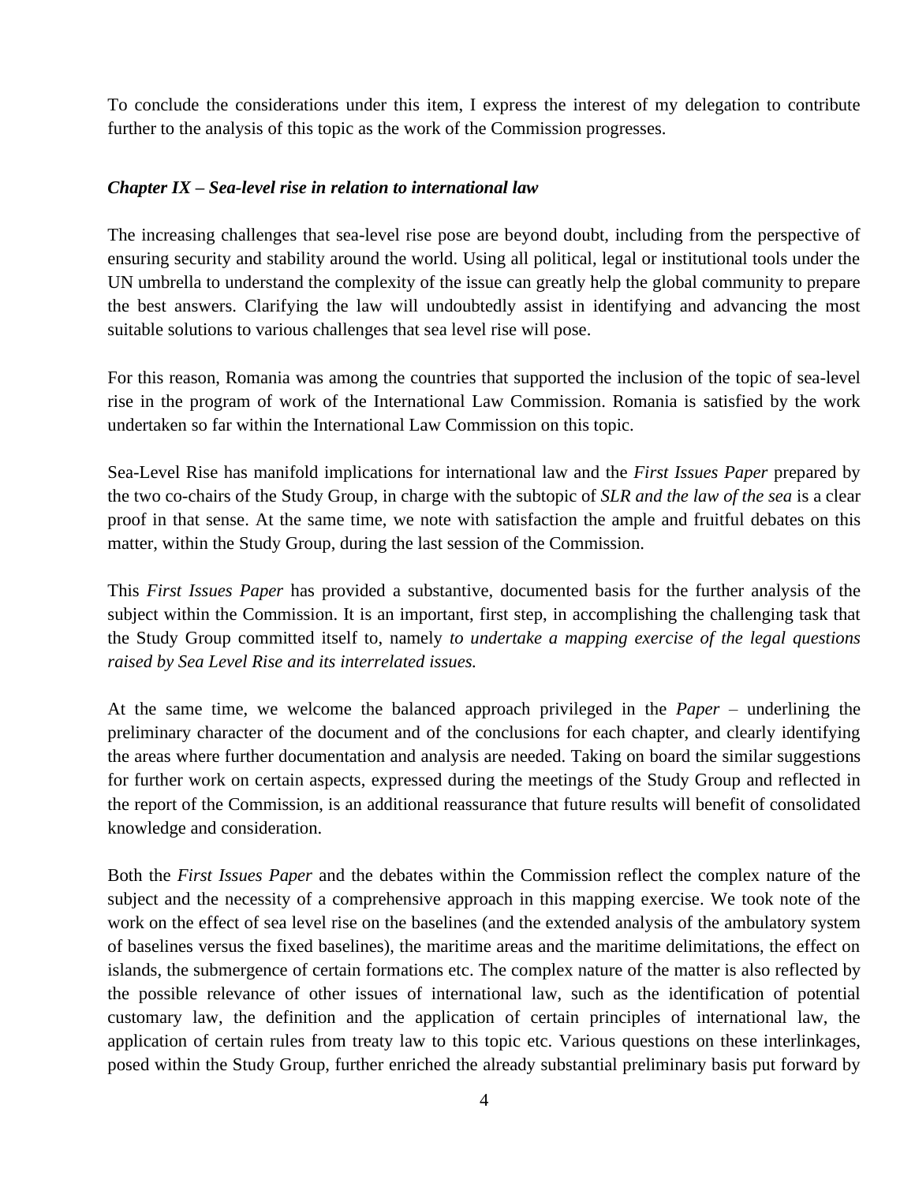To conclude the considerations under this item, I express the interest of my delegation to contribute further to the analysis of this topic as the work of the Commission progresses.

***Chapter IX – Sea-level rise in relation to international law***

The increasing challenges that sea-level rise pose are beyond doubt, including from the perspective of ensuring security and stability around the world. Using all political, legal or institutional tools under the UN umbrella to understand the complexity of the issue can greatly help the global community to prepare the best answers. Clarifying the law will undoubtedly assist in identifying and advancing the most suitable solutions to various challenges that sea level rise will pose.

For this reason, Romania was among the countries that supported the inclusion of the topic of sea-level rise in the program of work of the International Law Commission. Romania is satisfied by the work undertaken so far within the International Law Commission on this topic.

Sea-Level Rise has manifold implications for international law and the *First Issues Paper* prepared by the two co-chairs of the Study Group, in charge with the subtopic of *SLR and the law of the sea* is a clear proof in that sense. At the same time, we note with satisfaction the ample and fruitful debates on this matter, within the Study Group, during the last session of the Commission.

This *First Issues Paper* has provided a substantive, documented basis for the further analysis of the subject within the Commission. It is an important, first step, in accomplishing the challenging task that the Study Group committed itself to, namely *to undertake a mapping exercise of the legal questions raised by Sea Level Rise and its interrelated issues.*

At the same time, we welcome the balanced approach privileged in the *Paper* – underlining the preliminary character of the document and of the conclusions for each chapter, and clearly identifying the areas where further documentation and analysis are needed. Taking on board the similar suggestions for further work on certain aspects, expressed during the meetings of the Study Group and reflected in the report of the Commission, is an additional reassurance that future results will benefit of consolidated knowledge and consideration.

Both the *First Issues Paper* and the debates within the Commission reflect the complex nature of the subject and the necessity of a comprehensive approach in this mapping exercise. We took note of the work on the effect of sea level rise on the baselines (and the extended analysis of the ambulatory system of baselines versus the fixed baselines), the maritime areas and the maritime delimitations, the effect on islands, the submergence of certain formations etc. The complex nature of the matter is also reflected by the possible relevance of other issues of international law, such as the identification of potential customary law, the definition and the application of certain principles of international law, the application of certain rules from treaty law to this topic etc. Various questions on these interlinkages, posed within the Study Group, further enriched the already substantial preliminary basis put forward by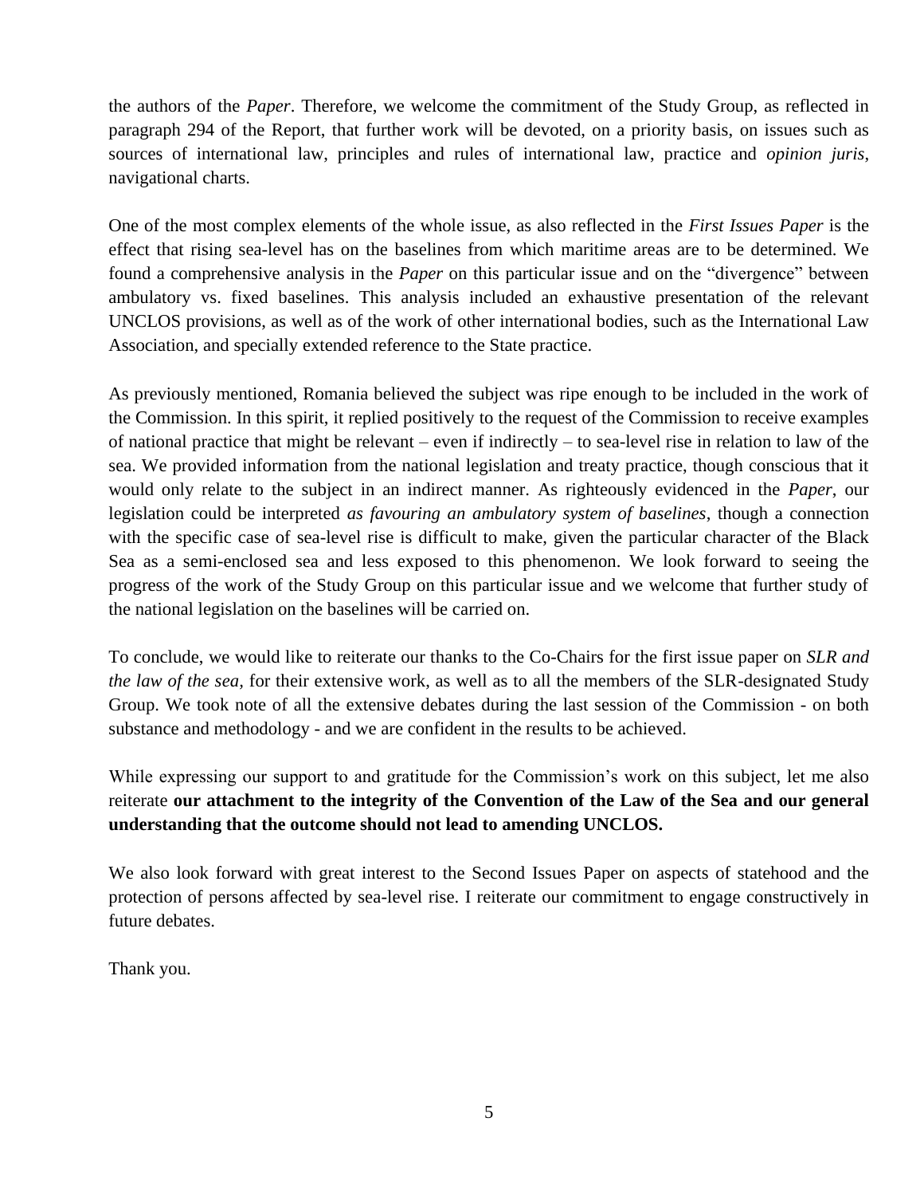the authors of the *Paper*. Therefore, we welcome the commitment of the Study Group, as reflected in paragraph 294 of the Report, that further work will be devoted, on a priority basis, on issues such as sources of international law, principles and rules of international law, practice and *opinion juris*, navigational charts.

One of the most complex elements of the whole issue, as also reflected in the *First Issues Paper* is the effect that rising sea-level has on the baselines from which maritime areas are to be determined. We found a comprehensive analysis in the *Paper* on this particular issue and on the "divergence" between ambulatory vs. fixed baselines. This analysis included an exhaustive presentation of the relevant UNCLOS provisions, as well as of the work of other international bodies, such as the International Law Association, and specially extended reference to the State practice.

As previously mentioned, Romania believed the subject was ripe enough to be included in the work of the Commission. In this spirit, it replied positively to the request of the Commission to receive examples of national practice that might be relevant – even if indirectly – to sea-level rise in relation to law of the sea. We provided information from the national legislation and treaty practice, though conscious that it would only relate to the subject in an indirect manner. As righteously evidenced in the *Paper*, our legislation could be interpreted *as favouring an ambulatory system of baselines*, though a connection with the specific case of sea-level rise is difficult to make, given the particular character of the Black Sea as a semi-enclosed sea and less exposed to this phenomenon. We look forward to seeing the progress of the work of the Study Group on this particular issue and we welcome that further study of the national legislation on the baselines will be carried on.

To conclude, we would like to reiterate our thanks to the Co-Chairs for the first issue paper on *SLR and the law of the sea*, for their extensive work, as well as to all the members of the SLR-designated Study Group. We took note of all the extensive debates during the last session of the Commission - on both substance and methodology - and we are confident in the results to be achieved.

While expressing our support to and gratitude for the Commission's work on this subject, let me also reiterate **our attachment to the integrity of the Convention of the Law of the Sea and our general understanding that the outcome should not lead to amending UNCLOS.**

We also look forward with great interest to the Second Issues Paper on aspects of statehood and the protection of persons affected by sea-level rise. I reiterate our commitment to engage constructively in future debates.

Thank you.